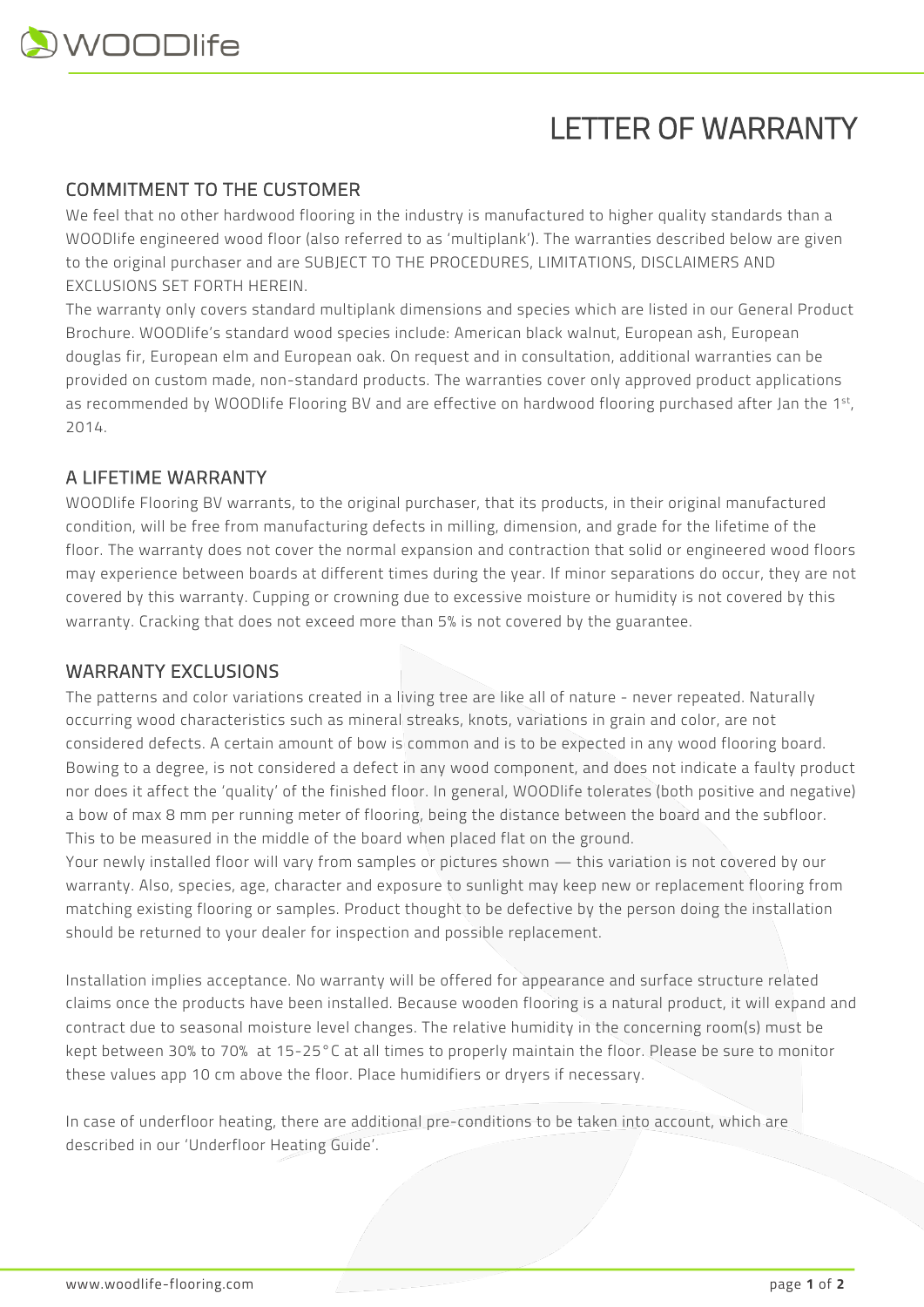# LETTER OF WARRANTY

## COMMITMENT TO THE CUSTOMER

We feel that no other hardwood flooring in the industry is manufactured to higher quality standards than a WOODlife engineered wood floor (also referred to as 'multiplank'). The warranties described below are given to the original purchaser and are SUBJECT TO THE PROCEDURES, LIMITATIONS, DISCLAIMERS AND EXCLUSIONS SET FORTH HEREIN.

The warranty only covers standard multiplank dimensions and species which are listed in our General Product Brochure. WOODlife's standard wood species include: American black walnut, European ash, European douglas fir, European elm and European oak. On request and in consultation, additional warranties can be provided on custom made, non-standard products. The warranties cover only approved product applications as recommended by WOODlife Flooring BV and are effective on hardwood flooring purchased after Jan the 1st, 2014.

## A LIFETIME WARRANTY

WOODlife Flooring BV warrants, to the original purchaser, that its products, in their original manufactured condition, will be free from manufacturing defects in milling, dimension, and grade for the lifetime of the floor. The warranty does not cover the normal expansion and contraction that solid or engineered wood floors may experience between boards at different times during the year. If minor separations do occur, they are not covered by this warranty. Cupping or crowning due to excessive moisture or humidity is not covered by this warranty. Cracking that does not exceed more than 5% is not covered by the guarantee.

## WARRANTY EXCLUSIONS

The patterns and color variations created in a living tree are like all of nature - never repeated. Naturally occurring wood characteristics such as mineral streaks, knots, variations in grain and color, are not considered defects. A certain amount of bow is common and is to be expected in any wood flooring board. Bowing to a degree, is not considered a defect in any wood component, and does not indicate a faulty product nor does it affect the 'quality' of the finished floor. In general, WOODlife tolerates (both positive and negative) a bow of max 8 mm per running meter of flooring, being the distance between the board and the subfloor. This to be measured in the middle of the board when placed flat on the ground.

Your newly installed floor will vary from samples or pictures shown — this variation is not covered by our warranty. Also, species, age, character and exposure to sunlight may keep new or replacement flooring from matching existing flooring or samples. Product thought to be defective by the person doing the installation should be returned to your dealer for inspection and possible replacement.

Installation implies acceptance. No warranty will be offered for appearance and surface structure related claims once the products have been installed. Because wooden flooring is a natural product, it will expand and contract due to seasonal moisture level changes. The relative humidity in the concerning room(s) must be kept between 30% to 70% at 15-25°C at all times to properly maintain the floor. Please be sure to monitor these values app 10 cm above the floor. Place humidifiers or dryers if necessary.

In case of underfloor heating, there are additional pre-conditions to be taken into account, which are described in our 'Underfloor Heating Guide'.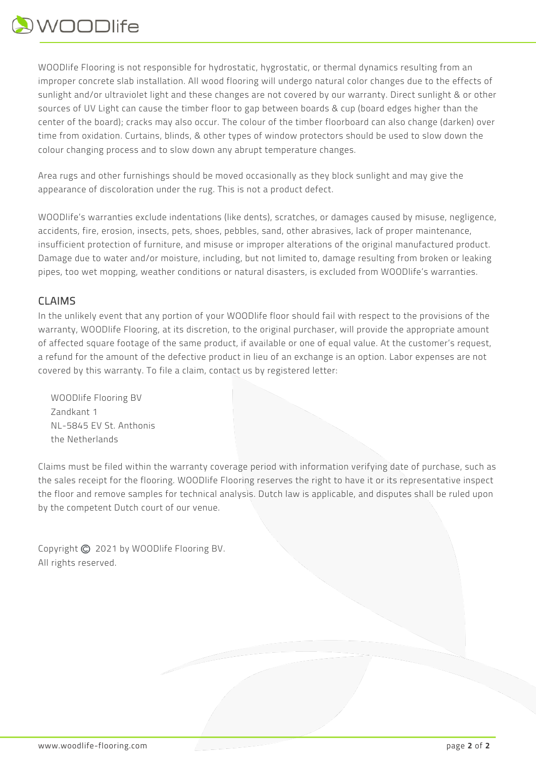WOODlife Flooring is not responsible for hydrostatic, hygrostatic, or thermal dynamics resulting from an improper concrete slab installation. All wood flooring will undergo natural color changes due to the effects of sunlight and/or ultraviolet light and these changes are not covered by our warranty. Direct sunlight & or other sources of UV Light can cause the timber floor to gap between boards & cup (board edges higher than the center of the board); cracks may also occur. The colour of the timber floorboard can also change (darken) over time from oxidation. Curtains, blinds, & other types of window protectors should be used to slow down the colour changing process and to slow down any abrupt temperature changes.

Area rugs and other furnishings should be moved occasionally as they block sunlight and may give the appearance of discoloration under the rug. This is not a product defect.

WOODlife's warranties exclude indentations (like dents), scratches, or damages caused by misuse, negligence, accidents, fire, erosion, insects, pets, shoes, pebbles, sand, other abrasives, lack of proper maintenance, insufficient protection of furniture, and misuse or improper alterations of the original manufactured product. Damage due to water and/or moisture, including, but not limited to, damage resulting from broken or leaking pipes, too wet mopping, weather conditions or natural disasters, is excluded from WOODlife's warranties.

## CLAIMS

In the unlikely event that any portion of your WOODlife floor should fail with respect to the provisions of the warranty, WOODlife Flooring, at its discretion, to the original purchaser, will provide the appropriate amount of affected square footage of the same product, if available or one of equal value. At the customer's request, a refund for the amount of the defective product in lieu of an exchange is an option. Labor expenses are not covered by this warranty. To file a claim, contact us by registered letter:

WOODlife Flooring BV
Zandkant 1
NL-5845 EV St. Anthonis
the Netherlands

Claims must be filed within the warranty coverage period with information verifying date of purchase, such as the sales receipt for the flooring. WOODlife Flooring reserves the right to have it or its representative inspect the floor and remove samples for technical analysis. Dutch law is applicable, and disputes shall be ruled upon by the competent Dutch court of our venue.

Copyright © 2021 by WOODlife Flooring BV.
All rights reserved.